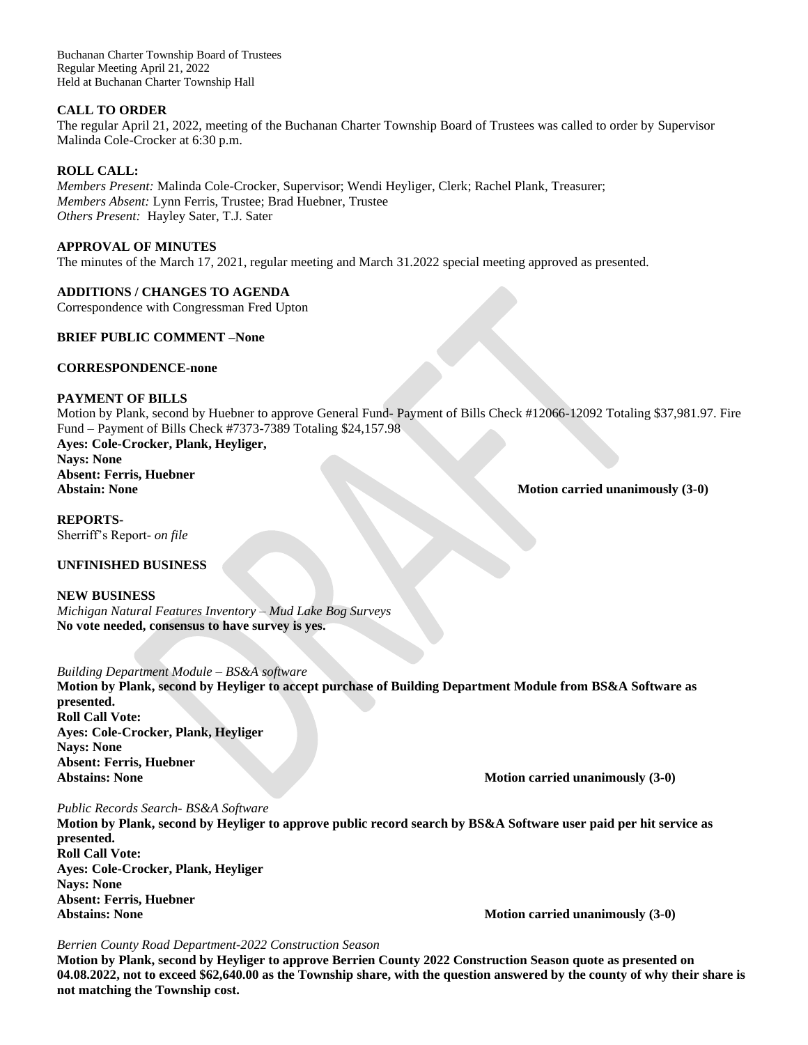Buchanan Charter Township Board of Trustees
Regular Meeting April 21, 2022
Held at Buchanan Charter Township Hall

**CALL TO ORDER**

The regular April 21, 2022, meeting of the Buchanan Charter Township Board of Trustees was called to order by Supervisor Malinda Cole-Crocker at 6:30 p.m.

**ROLL CALL:**

*Members Present:* Malinda Cole-Crocker, Supervisor; Wendi Heyliger, Clerk; Rachel Plank, Treasurer;
*Members Absent:* Lynn Ferris, Trustee; Brad Huebner, Trustee
*Others Present:* Hayley Sater, T.J. Sater

**APPROVAL OF MINUTES**

The minutes of the March 17, 2021, regular meeting and March 31.2022 special meeting approved as presented.

**ADDITIONS / CHANGES TO AGENDA**

Correspondence with Congressman Fred Upton

**BRIEF PUBLIC COMMENT –None**

**CORRESPONDENCE-none**

**PAYMENT OF BILLS**

Motion by Plank, second by Huebner to approve General Fund- Payment of Bills Check #12066-12092 Totaling $37,981.97. Fire Fund – Payment of Bills Check #7373-7389 Totaling $24,157.98

**Ayes: Cole-Crocker, Plank, Heyliger,**
**Nays: None**
**Absent: Ferris, Huebner**
**Abstain: None** **Motion carried unanimously (3-0)**

**REPORTS-**

Sherriff's Report- *on file*

**UNFINISHED BUSINESS**

**NEW BUSINESS**

*Michigan Natural Features Inventory – Mud Lake Bog Surveys*
**No vote needed, consensus to have survey is yes.**

*Building Department Module – BS&A software*
**Motion by Plank, second by Heyliger to accept purchase of Building Department Module from BS&A Software as presented.**
**Roll Call Vote:**
**Ayes: Cole-Crocker, Plank, Heyliger**
**Nays: None**
**Absent: Ferris, Huebner**
**Abstains: None** **Motion carried unanimously (3-0)**

*Public Records Search- BS&A Software*
**Motion by Plank, second by Heyliger to approve public record search by BS&A Software user paid per hit service as presented.**
**Roll Call Vote:**
**Ayes: Cole-Crocker, Plank, Heyliger**
**Nays: None**
**Absent: Ferris, Huebner**
**Abstains: None** **Motion carried unanimously (3-0)**

*Berrien County Road Department-2022 Construction Season*
**Motion by Plank, second by Heyliger to approve Berrien County 2022 Construction Season quote as presented on 04.08.2022, not to exceed $62,640.00 as the Township share, with the question answered by the county of why their share is not matching the Township cost.**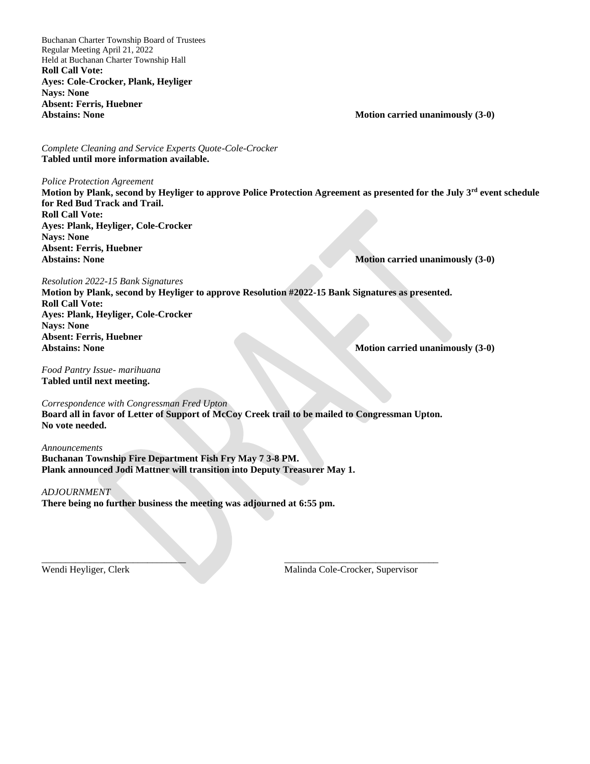Buchanan Charter Township Board of Trustees
Regular Meeting April 21, 2022
Held at Buchanan Charter Township Hall

**Roll Call Vote:**
**Ayes: Cole-Crocker, Plank, Heyliger**
**Nays: None**
**Absent: Ferris, Huebner**
**Abstains: None** **Motion carried unanimously (3-0)**

*Complete Cleaning and Service Experts Quote-Cole-Crocker*
**Tabled until more information available.**

*Police Protection Agreement*
**Motion by Plank, second by Heyliger to approve Police Protection Agreement as presented for the July 3rd event schedule for Red Bud Track and Trail.**
**Roll Call Vote:**
**Ayes: Plank, Heyliger, Cole-Crocker**
**Nays: None**
**Absent: Ferris, Huebner**
**Abstains: None** **Motion carried unanimously (3-0)**

*Resolution 2022-15 Bank Signatures*
**Motion by Plank, second by Heyliger to approve Resolution #2022-15 Bank Signatures as presented.**
**Roll Call Vote:**
**Ayes: Plank, Heyliger, Cole-Crocker**
**Nays: None**
**Absent: Ferris, Huebner**
**Abstains: None** **Motion carried unanimously (3-0)**

*Food Pantry Issue- marihuana*
**Tabled until next meeting.**

*Correspondence with Congressman Fred Upton*
**Board all in favor of Letter of Support of McCoy Creek trail to be mailed to Congressman Upton.**
**No vote needed.**

*Announcements*
**Buchanan Township Fire Department Fish Fry May 7 3-8 PM.**
**Plank announced Jodi Mattner will transition into Deputy Treasurer May 1.**

*ADJOURNMENT*
**There being no further business the meeting was adjourned at 6:55 pm.**

\_\_\_\_\_\_\_\_\_\_\_\_\_\_\_\_\_\_\_\_\_\_\_\_\_\_\_\_\_\_
Wendi Heyliger, Clerk

\_\_\_\_\_\_\_\_\_\_\_\_\_\_\_\_\_\_\_\_\_\_\_\_\_\_\_\_\_\_
Malinda Cole-Crocker, Supervisor

DRAFT